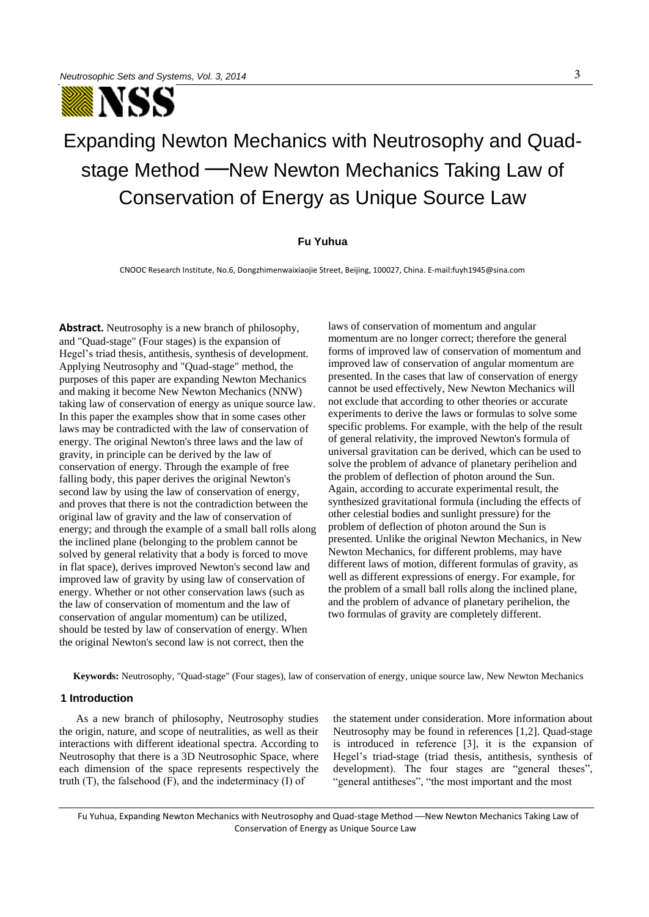# Expanding Newton Mechanics with Neutrosophy and Quad-stage Method —New Newton Mechanics Taking Law of Conservation of Energy as Unique Source Law

**Fu Yuhua**

CNOOC Research Institute, No.6, Dongzhimenwaixiaojie Street, Beijing, 100027, China. E-mail:fuyh1945@sina.com

**Abstract.** Neutrosophy is a new branch of philosophy, and "Quad-stage" (Four stages) is the expansion of Hegel's triad thesis, antithesis, synthesis of development. Applying Neutrosophy and "Quad-stage" method, the purposes of this paper are expanding Newton Mechanics and making it become New Newton Mechanics (NNW) taking law of conservation of energy as unique source law. In this paper the examples show that in some cases other laws may be contradicted with the law of conservation of energy. The original Newton's three laws and the law of gravity, in principle can be derived by the law of conservation of energy. Through the example of free falling body, this paper derives the original Newton's second law by using the law of conservation of energy, and proves that there is not the contradiction between the original law of gravity and the law of conservation of energy; and through the example of a small ball rolls along the inclined plane (belonging to the problem cannot be solved by general relativity that a body is forced to move in flat space), derives improved Newton's second law and improved law of gravity by using law of conservation of energy. Whether or not other conservation laws (such as the law of conservation of momentum and the law of conservation of angular momentum) can be utilized, should be tested by law of conservation of energy. When the original Newton's second law is not correct, then the laws of conservation of momentum and angular momentum are no longer correct; therefore the general forms of improved law of conservation of momentum and improved law of conservation of angular momentum are presented. In the cases that law of conservation of energy cannot be used effectively, New Newton Mechanics will not exclude that according to other theories or accurate experiments to derive the laws or formulas to solve some specific problems. For example, with the help of the result of general relativity, the improved Newton's formula of universal gravitation can be derived, which can be used to solve the problem of advance of planetary perihelion and the problem of deflection of photon around the Sun. Again, according to accurate experimental result, the synthesized gravitational formula (including the effects of other celestial bodies and sunlight pressure) for the problem of deflection of photon around the Sun is presented. Unlike the original Newton Mechanics, in New Newton Mechanics, for different problems, may have different laws of motion, different formulas of gravity, as well as different expressions of energy. For example, for the problem of a small ball rolls along the inclined plane, and the problem of advance of planetary perihelion, the two formulas of gravity are completely different.

**Keywords:** Neutrosophy, "Quad-stage" (Four stages), law of conservation of energy, unique source law, New Newton Mechanics

## 1 Introduction

As a new branch of philosophy, Neutrosophy studies the origin, nature, and scope of neutralities, as well as their interactions with different ideational spectra. According to Neutrosophy that there is a 3D Neutrosophic Space, where each dimension of the space represents respectively the truth (T), the falsehood (F), and the indeterminacy (I) of the statement under consideration. More information about Neutrosophy may be found in references [1,2]. Quad-stage is introduced in reference [3], it is the expansion of Hegel's triad-stage (triad thesis, antithesis, synthesis of development). The four stages are "general theses", "general antitheses", "the most important and the most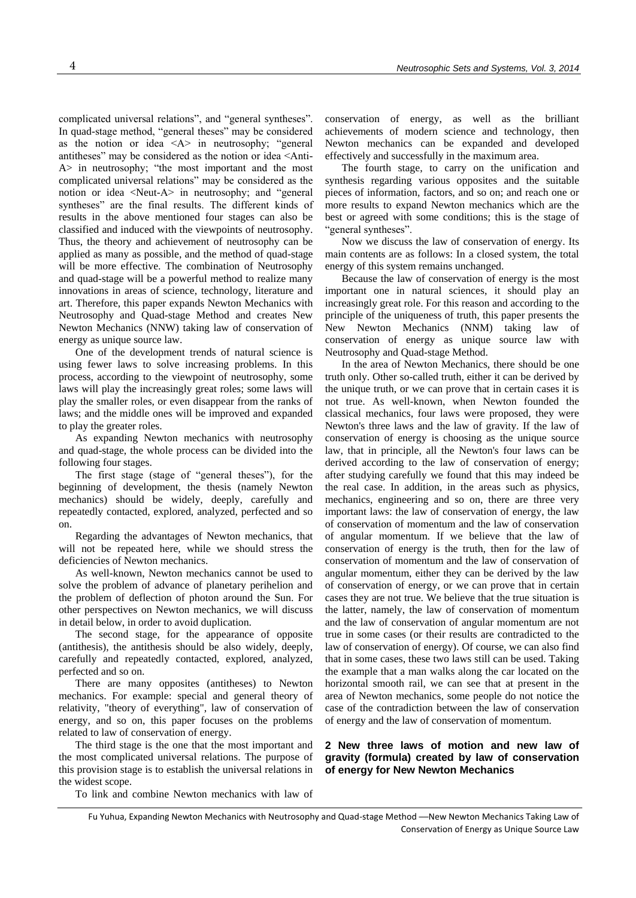complicated universal relations", and "general syntheses". In quad-stage method, "general theses" may be considered as the notion or idea <A> in neutrosophy; "general antitheses" may be considered as the notion or idea <Anti-A> in neutrosophy; "the most important and the most complicated universal relations" may be considered as the notion or idea <Neut-A> in neutrosophy; and "general syntheses" are the final results. The different kinds of results in the above mentioned four stages can also be classified and induced with the viewpoints of neutrosophy. Thus, the theory and achievement of neutrosophy can be applied as many as possible, and the method of quad-stage will be more effective. The combination of Neutrosophy and quad-stage will be a powerful method to realize many innovations in areas of science, technology, literature and art. Therefore, this paper expands Newton Mechanics with Neutrosophy and Quad-stage Method and creates New Newton Mechanics (NNW) taking law of conservation of energy as unique source law.

One of the development trends of natural science is using fewer laws to solve increasing problems. In this process, according to the viewpoint of neutrosophy, some laws will play the increasingly great roles; some laws will play the smaller roles, or even disappear from the ranks of laws; and the middle ones will be improved and expanded to play the greater roles.

As expanding Newton mechanics with neutrosophy and quad-stage, the whole process can be divided into the following four stages.

The first stage (stage of "general theses"), for the beginning of development, the thesis (namely Newton mechanics) should be widely, deeply, carefully and repeatedly contacted, explored, analyzed, perfected and so on.

Regarding the advantages of Newton mechanics, that will not be repeated here, while we should stress the deficiencies of Newton mechanics.

As well-known, Newton mechanics cannot be used to solve the problem of advance of planetary perihelion and the problem of deflection of photon around the Sun. For other perspectives on Newton mechanics, we will discuss in detail below, in order to avoid duplication.

The second stage, for the appearance of opposite (antithesis), the antithesis should be also widely, deeply, carefully and repeatedly contacted, explored, analyzed, perfected and so on.

There are many opposites (antitheses) to Newton mechanics. For example: special and general theory of relativity, "theory of everything", law of conservation of energy, and so on, this paper focuses on the problems related to law of conservation of energy.

The third stage is the one that the most important and the most complicated universal relations. The purpose of this provision stage is to establish the universal relations in the widest scope.

To link and combine Newton mechanics with law of conservation of energy, as well as the brilliant achievements of modern science and technology, then Newton mechanics can be expanded and developed effectively and successfully in the maximum area.

The fourth stage, to carry on the unification and synthesis regarding various opposites and the suitable pieces of information, factors, and so on; and reach one or more results to expand Newton mechanics which are the best or agreed with some conditions; this is the stage of "general syntheses".

Now we discuss the law of conservation of energy. Its main contents are as follows: In a closed system, the total energy of this system remains unchanged.

Because the law of conservation of energy is the most important one in natural sciences, it should play an increasingly great role. For this reason and according to the principle of the uniqueness of truth, this paper presents the New Newton Mechanics (NNM) taking law of conservation of energy as unique source law with Neutrosophy and Quad-stage Method.

In the area of Newton Mechanics, there should be one truth only. Other so-called truth, either it can be derived by the unique truth, or we can prove that in certain cases it is not true. As well-known, when Newton founded the classical mechanics, four laws were proposed, they were Newton's three laws and the law of gravity. If the law of conservation of energy is choosing as the unique source law, that in principle, all the Newton's four laws can be derived according to the law of conservation of energy; after studying carefully we found that this may indeed be the real case. In addition, in the areas such as physics, mechanics, engineering and so on, there are three very important laws: the law of conservation of energy, the law of conservation of momentum and the law of conservation of angular momentum. If we believe that the law of conservation of energy is the truth, then for the law of conservation of momentum and the law of conservation of angular momentum, either they can be derived by the law of conservation of energy, or we can prove that in certain cases they are not true. We believe that the true situation is the latter, namely, the law of conservation of momentum and the law of conservation of angular momentum are not true in some cases (or their results are contradicted to the law of conservation of energy). Of course, we can also find that in some cases, these two laws still can be used. Taking the example that a man walks along the car located on the horizontal smooth rail, we can see that at present in the area of Newton mechanics, some people do not notice the case of the contradiction between the law of conservation of energy and the law of conservation of momentum.

## 2 New three laws of motion and new law of gravity (formula) created by law of conservation of energy for New Newton Mechanics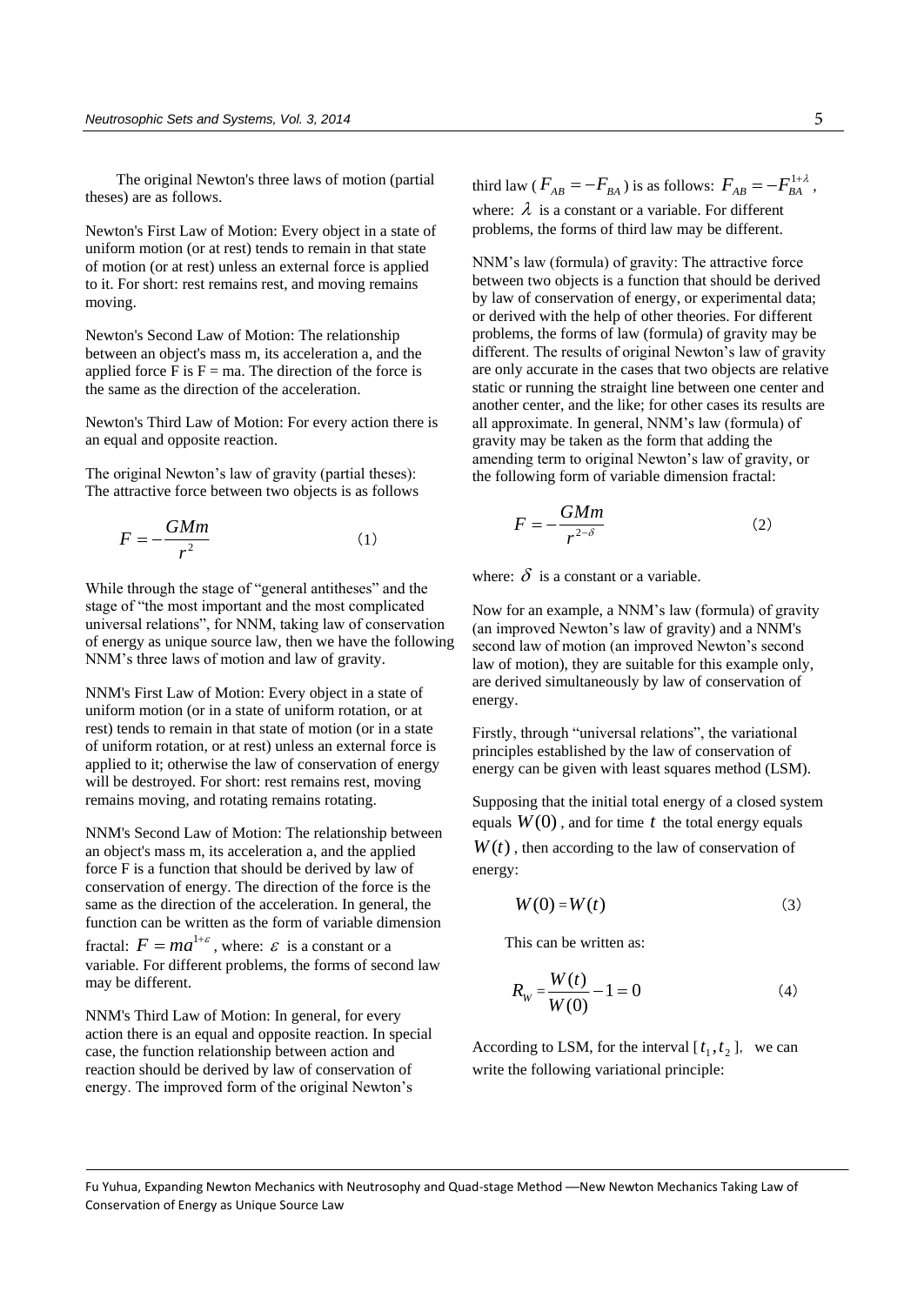The original Newton's three laws of motion (partial theses) are as follows.

Newton's First Law of Motion: Every object in a state of uniform motion (or at rest) tends to remain in that state of motion (or at rest) unless an external force is applied to it. For short: rest remains rest, and moving remains moving.

Newton's Second Law of Motion: The relationship between an object's mass m, its acceleration a, and the applied force F is F = ma. The direction of the force is the same as the direction of the acceleration.

Newton's Third Law of Motion: For every action there is an equal and opposite reaction.

The original Newton's law of gravity (partial theses): The attractive force between two objects is as follows

$$F = -\frac{GMm}{r^2} \qquad (1)$$

While through the stage of "general antitheses" and the stage of "the most important and the most complicated universal relations", for NNM, taking law of conservation of energy as unique source law, then we have the following NNM's three laws of motion and law of gravity.

NNM's First Law of Motion: Every object in a state of uniform motion (or in a state of uniform rotation, or at rest) tends to remain in that state of motion (or in a state of uniform rotation, or at rest) unless an external force is applied to it; otherwise the law of conservation of energy will be destroyed. For short: rest remains rest, moving remains moving, and rotating remains rotating.

NNM's Second Law of Motion: The relationship between an object's mass m, its acceleration a, and the applied force F is a function that should be derived by law of conservation of energy. The direction of the force is the same as the direction of the acceleration. In general, the function can be written as the form of variable dimension fractal: $F = ma^{1+\varepsilon}$, where: $\varepsilon$ is a constant or a variable. For different problems, the forms of second law may be different.

NNM's Third Law of Motion: In general, for every action there is an equal and opposite reaction. In special case, the function relationship between action and reaction should be derived by law of conservation of energy. The improved form of the original Newton's third law ($F_{AB} = -F_{BA}$) is as follows: $F_{AB} = -F_{BA}^{1+\lambda}$, where: $\lambda$ is a constant or a variable. For different problems, the forms of third law may be different.

NNM's law (formula) of gravity: The attractive force between two objects is a function that should be derived by law of conservation of energy, or experimental data; or derived with the help of other theories. For different problems, the forms of law (formula) of gravity may be different. The results of original Newton's law of gravity are only accurate in the cases that two objects are relative static or running the straight line between one center and another center, and the like; for other cases its results are all approximate. In general, NNM's law (formula) of gravity may be taken as the form that adding the amending term to original Newton's law of gravity, or the following form of variable dimension fractal:

$$F = -\frac{GMm}{r^{2-\delta}} \qquad (2)$$

where: $\delta$ is a constant or a variable.

Now for an example, a NNM's law (formula) of gravity (an improved Newton's law of gravity) and a NNM's second law of motion (an improved Newton's second law of motion), they are suitable for this example only, are derived simultaneously by law of conservation of energy.

Firstly, through "universal relations", the variational principles established by the law of conservation of energy can be given with least squares method (LSM).

Supposing that the initial total energy of a closed system equals $W(0)$, and for time $t$ the total energy equals $W(t)$, then according to the law of conservation of energy:

$$W(0) = W(t) \qquad (3)$$

This can be written as:

$$R_W = \frac{W(t)}{W(0)} - 1 = 0 \qquad (4)$$

According to LSM, for the interval $[t_1, t_2]$, we can write the following variational principle: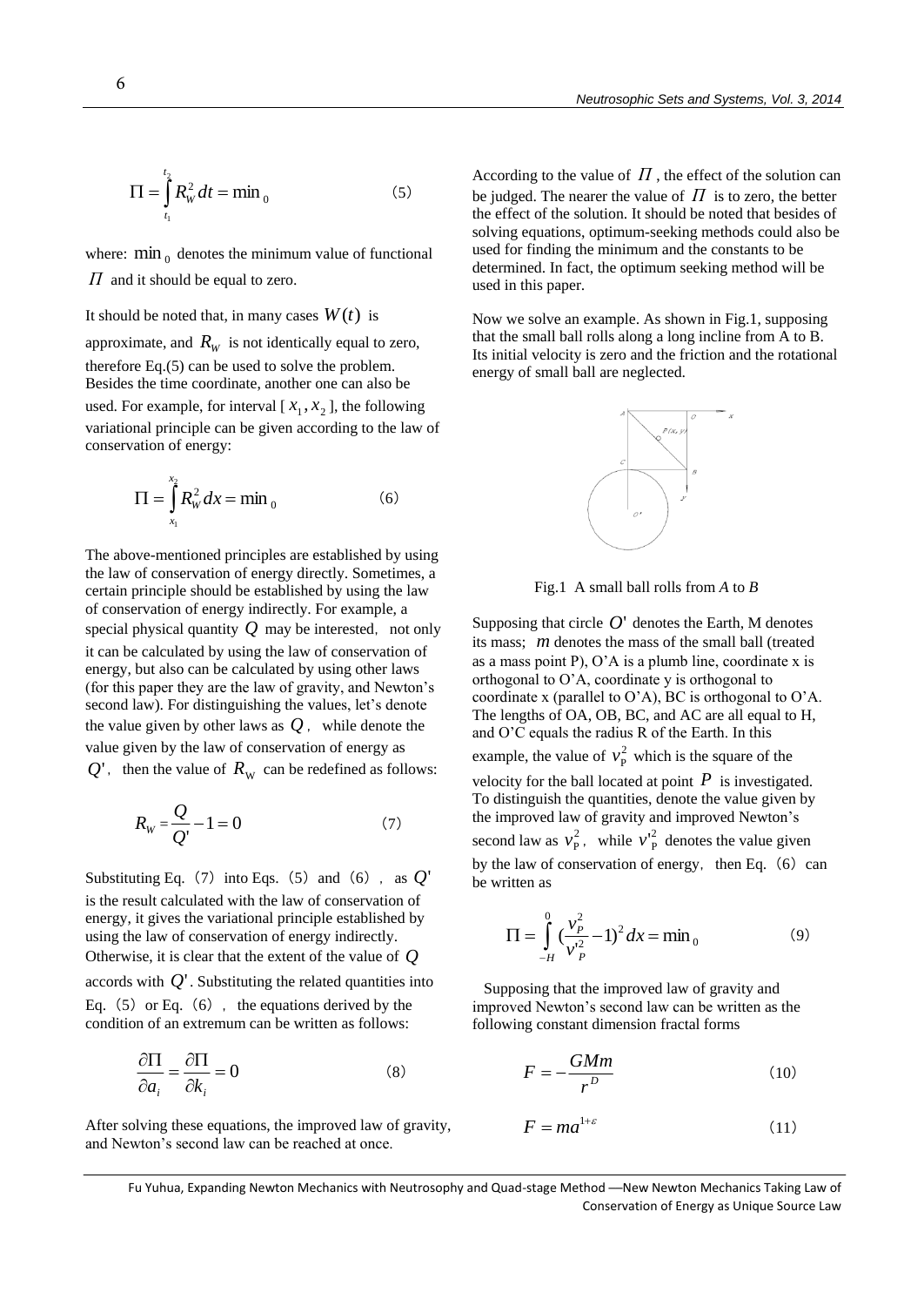$$\Pi = \int_{t_1}^{t_2} R_W^2 \, dt = \min{}_0 \qquad (5)$$

where: $\min_0$ denotes the minimum value of functional $\Pi$ and it should be equal to zero.

It should be noted that, in many cases $W(t)$ is approximate, and $R_W$ is not identically equal to zero, therefore Eq.(5) can be used to solve the problem. Besides the time coordinate, another one can also be used. For example, for interval [ $x_1, x_2$ ], the following variational principle can be given according to the law of conservation of energy:

$$\Pi = \int_{x_1}^{x_2} R_W^2 \, dx = \min{}_0 \qquad (6)$$

The above-mentioned principles are established by using the law of conservation of energy directly. Sometimes, a certain principle should be established by using the law of conservation of energy indirectly. For example, a special physical quantity $Q$ may be interested, not only it can be calculated by using the law of conservation of energy, but also can be calculated by using other laws (for this paper they are the law of gravity, and Newton's second law). For distinguishing the values, let's denote the value given by other laws as $Q$, while denote the value given by the law of conservation of energy as $Q'$, then the value of $R_W$ can be redefined as follows:

$$R_W = \frac{Q}{Q'} - 1 = 0 \qquad (7)$$

Substituting Eq.(7) into Eqs.(5) and (6), as $Q'$ is the result calculated with the law of conservation of energy, it gives the variational principle established by using the law of conservation of energy indirectly. Otherwise, it is clear that the extent of the value of $Q$ accords with $Q'$. Substituting the related quantities into Eq.(5) or Eq.(6), the equations derived by the condition of an extremum can be written as follows:

$$\frac{\partial \Pi}{\partial a_i} = \frac{\partial \Pi}{\partial k_i} = 0 \qquad (8)$$

After solving these equations, the improved law of gravity, and Newton's second law can be reached at once.

According to the value of $\Pi$, the effect of the solution can be judged. The nearer the value of $\Pi$ is to zero, the better the effect of the solution. It should be noted that besides of solving equations, optimum-seeking methods could also be used for finding the minimum and the constants to be determined. In fact, the optimum seeking method will be used in this paper.

Now we solve an example. As shown in Fig.1, supposing that the small ball rolls along a long incline from A to B. Its initial velocity is zero and the friction and the rotational energy of small ball are neglected.

Fig.1 A small ball rolls from *A* to *B*

Supposing that circle $O'$ denotes the Earth, M denotes its mass; $m$ denotes the mass of the small ball (treated as a mass point P), O'A is a plumb line, coordinate x is orthogonal to O'A, coordinate y is orthogonal to coordinate x (parallel to O'A), BC is orthogonal to O'A. The lengths of OA, OB, BC, and AC are all equal to H, and O'C equals the radius R of the Earth. In this example, the value of $v_P^2$ which is the square of the velocity for the ball located at point $P$ is investigated. To distinguish the quantities, denote the value given by the improved law of gravity and improved Newton's second law as $v_P^2$, while $v'^2_P$ denotes the value given by the law of conservation of energy, then Eq.(6) can be written as

$$\Pi = \int_{-H}^{0} \left(\frac{v_P^2}{v'^2_P} - 1\right)^2 dx = \min{}_0 \qquad (9)$$

Supposing that the improved law of gravity and improved Newton's second law can be written as the following constant dimension fractal forms

$$F = -\frac{GMm}{r^D} \qquad (10)$$

$$F = m a^{1+\varepsilon} \qquad (11)$$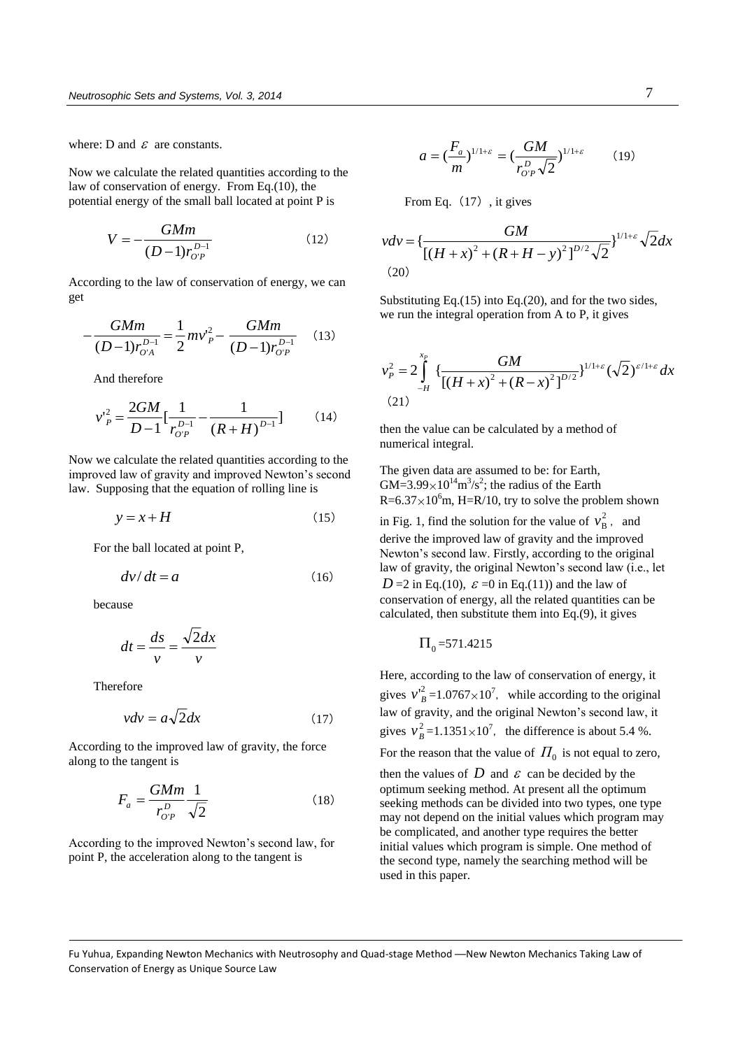where: D and $\varepsilon$ are constants.

Now we calculate the related quantities according to the law of conservation of energy. From Eq.(10), the potential energy of the small ball located at point P is

$$V = -\frac{GMm}{(D-1)r_{O'P}^{D-1}} \qquad (12)$$

According to the law of conservation of energy, we can get

$$-\frac{GMm}{(D-1)r_{O'A}^{D-1}} = \frac{1}{2}mv'^2_P - \frac{GMm}{(D-1)r_{O'P}^{D-1}} \qquad (13)$$

And therefore

$$v'^2_P = \frac{2GM}{D-1}\left[\frac{1}{r_{O'P}^{D-1}} - \frac{1}{(R+H)^{D-1}}\right] \qquad (14)$$

Now we calculate the related quantities according to the improved law of gravity and improved Newton's second law. Supposing that the equation of rolling line is

$$y = x + H \qquad (15)$$

For the ball located at point P,

$$dv/dt = a \qquad (16)$$

because

$$dt = \frac{ds}{v} = \frac{\sqrt{2}dx}{v}$$

Therefore

$$vdv = a\sqrt{2}dx \qquad (17)$$

According to the improved law of gravity, the force along to the tangent is

$$F_a = \frac{GMm}{r_{O'P}^{D}}\frac{1}{\sqrt{2}} \qquad (18)$$

According to the improved Newton's second law, for point P, the acceleration along to the tangent is

$$a = \left(\frac{F_a}{m}\right)^{1/1+\varepsilon} = \left(\frac{GM}{r_{O'P}^{D}\sqrt{2}}\right)^{1/1+\varepsilon} \qquad (19)$$

From Eq.（17）, it gives

$$vdv = \left\{\frac{GM}{[(H+x)^2 + (R+H-y)^2]^{D/2}\sqrt{2}}\right\}^{1/1+\varepsilon}\sqrt{2}dx \qquad (20)$$

Substituting Eq.(15) into Eq.(20), and for the two sides, we run the integral operation from A to P, it gives

$$v_P^2 = 2\int_{-H}^{x_P}\left\{\frac{GM}{[(H+x)^2 + (R-x)^2]^{D/2}}\right\}^{1/1+\varepsilon}(\sqrt{2})^{\varepsilon/1+\varepsilon}dx \qquad (21)$$

then the value can be calculated by a method of numerical integral.

The given data are assumed to be: for Earth, GM=$3.99\times10^{14}$m$^3$/s$^2$; the radius of the Earth R=$6.37\times10^6$m, H=R/10, try to solve the problem shown in Fig. 1, find the solution for the value of $v_B^2$, and derive the improved law of gravity and the improved Newton's second law. Firstly, according to the original law of gravity, the original Newton's second law (i.e., let $D$=2 in Eq.(10), $\varepsilon$=0 in Eq.(11)) and the law of conservation of energy, all the related quantities can be calculated, then substitute them into Eq.(9), it gives

$$\Pi_0 = 571.4215$$

Here, according to the law of conservation of energy, it gives $v'^2_B$=$1.0767\times10^7$, while according to the original law of gravity, and the original Newton's second law, it gives $v_B^2$=$1.1351\times10^7$, the difference is about 5.4 %. For the reason that the value of $\Pi_0$ is not equal to zero, then the values of $D$ and $\varepsilon$ can be decided by the optimum seeking method. At present all the optimum seeking methods can be divided into two types, one type may not depend on the initial values which program may be complicated, and another type requires the better initial values which program is simple. One method of the second type, namely the searching method will be used in this paper.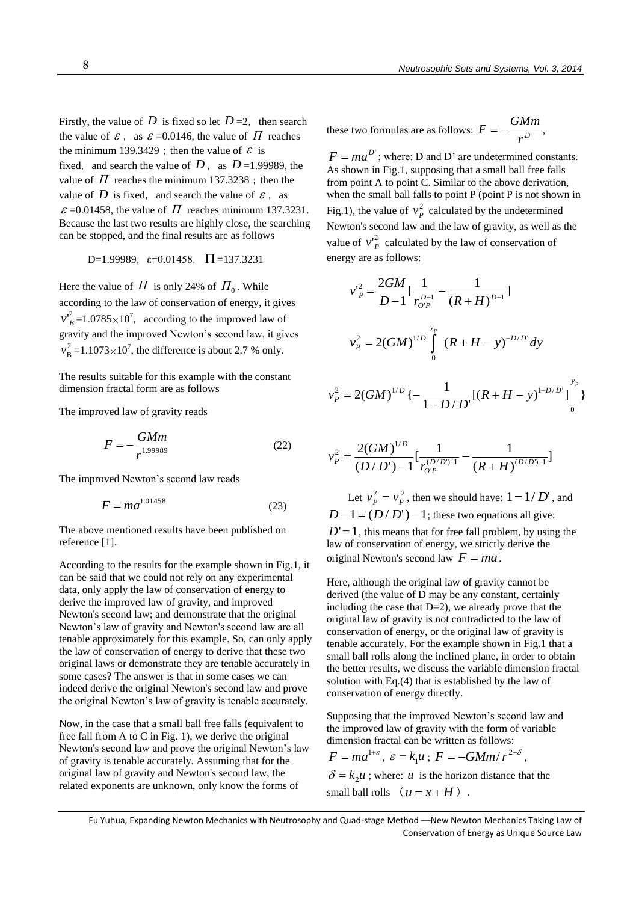Firstly, the value of $D$ is fixed so let $D$=2, then search the value of $\varepsilon$, as $\varepsilon$=0.0146, the value of $\Pi$ reaches the minimum 139.3429; then the value of $\varepsilon$ is fixed, and search the value of $D$, as $D$=1.99989, the value of $\Pi$ reaches the minimum 137.3238; then the value of $D$ is fixed, and search the value of $\varepsilon$, as $\varepsilon$=0.01458, the value of $\Pi$ reaches minimum 137.3231. Because the last two results are highly close, the searching can be stopped, and the final results are as follows

D=1.99989, ε=0.01458, $\Pi$=137.3231

Here the value of $\Pi$ is only 24% of $\Pi_0$. While according to the law of conservation of energy, it gives $v'^2_B=1.0785\times10^7$, according to the improved law of gravity and the improved Newton's second law, it gives $v^2_B=1.1073\times10^7$, the difference is about 2.7 % only.

The results suitable for this example with the constant dimension fractal form are as follows

The improved law of gravity reads

$$F=-\frac{GMm}{r^{1.99989}} \tag{22}$$

The improved Newton's second law reads

$$F=ma^{1.01458} \tag{23}$$

The above mentioned results have been published on reference [1].

According to the results for the example shown in Fig.1, it can be said that we could not rely on any experimental data, only apply the law of conservation of energy to derive the improved law of gravity, and improved Newton's second law; and demonstrate that the original Newton's law of gravity and Newton's second law are all tenable approximately for this example. So, can only apply the law of conservation of energy to derive that these two original laws or demonstrate they are tenable accurately in some cases? The answer is that in some cases we can indeed derive the original Newton's second law and prove the original Newton's law of gravity is tenable accurately.

Now, in the case that a small ball free falls (equivalent to free fall from A to C in Fig. 1), we derive the original Newton's second law and prove the original Newton's law of gravity is tenable accurately. Assuming that for the original law of gravity and Newton's second law, the related exponents are unknown, only know the forms of these two formulas are as follows: $F=-\frac{GMm}{r^D}$, $F=ma^{D'}$; where: D and D' are undetermined constants. As shown in Fig.1, supposing that a small ball free falls from point A to point C. Similar to the above derivation, when the small ball falls to point P (point P is not shown in Fig.1), the value of $v_P^2$ calculated by the undetermined Newton's second law and the law of gravity, as well as the value of $v'^2_P$ calculated by the law of conservation of energy are as follows:

$$v'^2_P=\frac{2GM}{D-1}\left[\frac{1}{r_{O'P}^{D-1}}-\frac{1}{(R+H)^{D-1}}\right]$$

$$v_P^2=2(GM)^{1/D'}\int_0^{y_P}(R+H-y)^{-D/D'}dy$$

$$v_P^2=2(GM)^{1/D'}\left\{-\frac{1}{1-D/D'}\left[(R+H-y)^{1-D/D'}\right]\Big|_0^{y_P}\right\}$$

$$v_P^2=\frac{2(GM)^{1/D'}}{(D/D')-1}\left[\frac{1}{r_{O'P}^{(D/D')-1}}-\frac{1}{(R+H)^{(D/D')-1}}\right]$$

Let $v_P^2=v'^2_P$, then we should have: $1=1/D'$, and $D-1=(D/D')-1$; these two equations all give: $D'=1$, this means that for free fall problem, by using the law of conservation of energy, we strictly derive the original Newton's second law $F=ma$.

Here, although the original law of gravity cannot be derived (the value of D may be any constant, certainly including the case that D=2), we already prove that the original law of gravity is not contradicted to the law of conservation of energy, or the original law of gravity is tenable accurately. For the example shown in Fig.1 that a small ball rolls along the inclined plane, in order to obtain the better results, we discuss the variable dimension fractal solution with Eq.(4) that is established by the law of conservation of energy directly.

Supposing that the improved Newton's second law and the improved law of gravity with the form of variable dimension fractal can be written as follows:
$F=ma^{1+\varepsilon}$, $\varepsilon=k_1u$; $F=-GMm/r^{2-\delta}$, $\delta=k_2u$; where: $u$ is the horizon distance that the small ball rolls ($u=x+H$).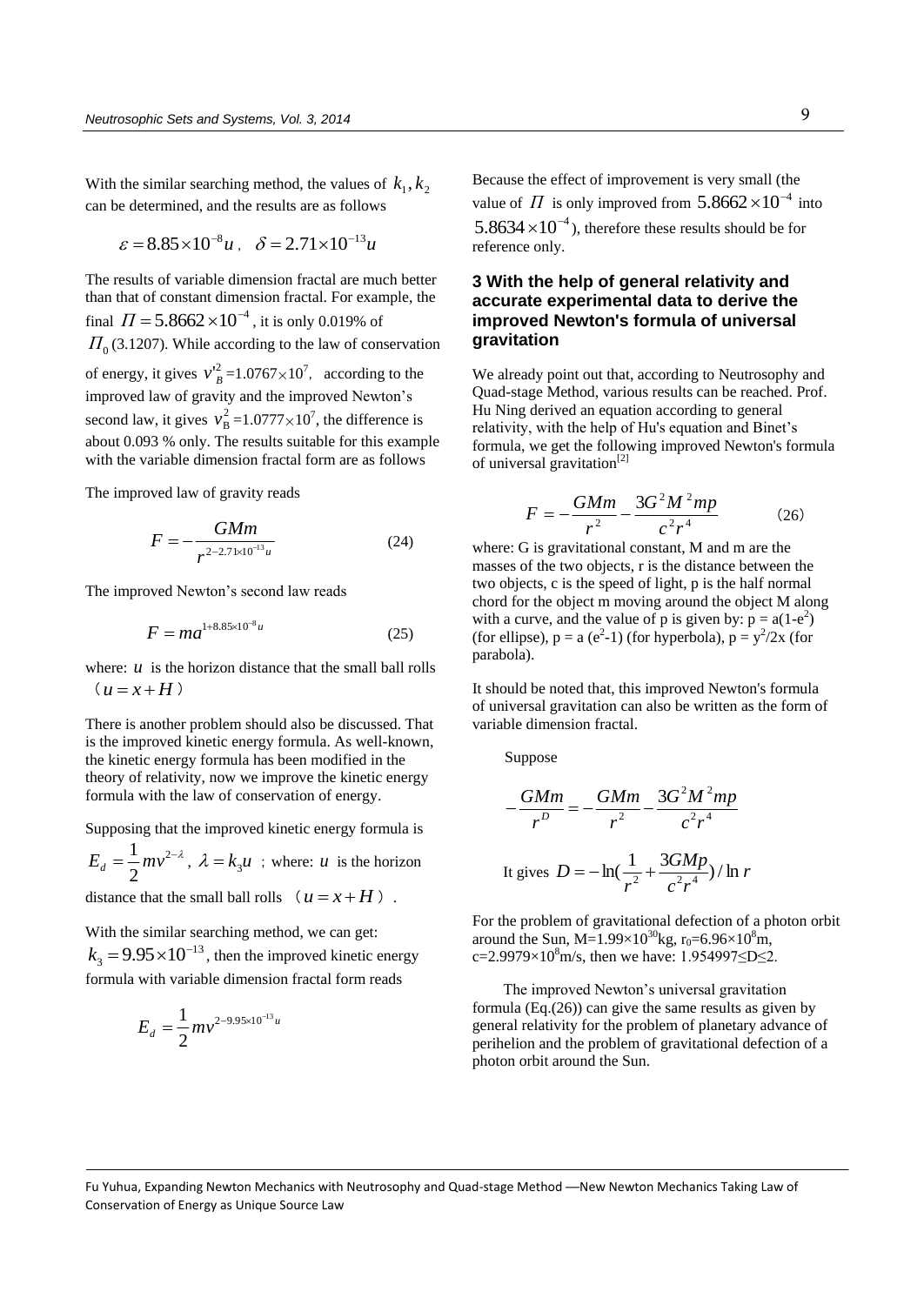With the similar searching method, the values of $k_1, k_2$ can be determined, and the results are as follows

$$\varepsilon = 8.85\times10^{-8}u\,,\quad \delta = 2.71\times10^{-13}u$$

The results of variable dimension fractal are much better than that of constant dimension fractal. For example, the final $\Pi = 5.8662\times10^{-4}$, it is only 0.019% of $\Pi_0$ (3.1207). While according to the law of conservation of energy, it gives $v'^2_B$ =1.0767×10$^7$, according to the improved law of gravity and the improved Newton's second law, it gives $v^2_B$ =1.0777×10$^7$, the difference is about 0.093 % only. The results suitable for this example with the variable dimension fractal form are as follows

The improved law of gravity reads

$$F = -\frac{GMm}{r^{2-2.71\times10^{-13}u}} \tag{24}$$

The improved Newton's second law reads

$$F = ma^{1+8.85\times10^{-8}u} \tag{25}$$

where: $u$ is the horizon distance that the small ball rolls （$u = x + H$）

There is another problem should also be discussed. That is the improved kinetic energy formula. As well-known, the kinetic energy formula has been modified in the theory of relativity, now we improve the kinetic energy formula with the law of conservation of energy.

Supposing that the improved kinetic energy formula is $E_d = \frac{1}{2}mv^{2-\lambda}$, $\lambda = k_3 u$ ; where: $u$ is the horizon distance that the small ball rolls （$u = x + H$）.

With the similar searching method, we can get: $k_3 = 9.95\times10^{-13}$, then the improved kinetic energy formula with variable dimension fractal form reads

$$E_d = \frac{1}{2}mv^{2-9.95\times10^{-13}u}$$

Because the effect of improvement is very small (the value of $\Pi$ is only improved from $5.8662\times10^{-4}$ into $5.8634\times10^{-4}$), therefore these results should be for reference only.

### 3 With the help of general relativity and accurate experimental data to derive the improved Newton's formula of universal gravitation

We already point out that, according to Neutrosophy and Quad-stage Method, various results can be reached. Prof. Hu Ning derived an equation according to general relativity, with the help of Hu's equation and Binet's formula, we get the following improved Newton's formula of universal gravitation[2]

$$F = -\frac{GMm}{r^2} - \frac{3G^2M^2mp}{c^2r^4} \tag{26}$$

where: G is gravitational constant, M and m are the masses of the two objects, r is the distance between the two objects, c is the speed of light, p is the half normal chord for the object m moving around the object M along with a curve, and the value of p is given by: $p = a(1-e^2)$ (for ellipse), $p = a(e^2-1)$ (for hyperbola), $p = y^2/2x$ (for parabola).

It should be noted that, this improved Newton's formula of universal gravitation can also be written as the form of variable dimension fractal.

Suppose

$$-\frac{GMm}{r^D} = -\frac{GMm}{r^2} - \frac{3G^2M^2mp}{c^2r^4}$$

It gives $D = -\ln\left(\frac{1}{r^2} + \frac{3GMp}{c^2r^4}\right)/\ln r$

For the problem of gravitational defection of a photon orbit around the Sun, M=1.99×10$^{30}$kg, $r_0$=6.96×10$^8$m, c=2.9979×10$^8$m/s, then we have: 1.954997≤D≤2.

The improved Newton's universal gravitation formula (Eq.(26)) can give the same results as given by general relativity for the problem of planetary advance of perihelion and the problem of gravitational defection of a photon orbit around the Sun.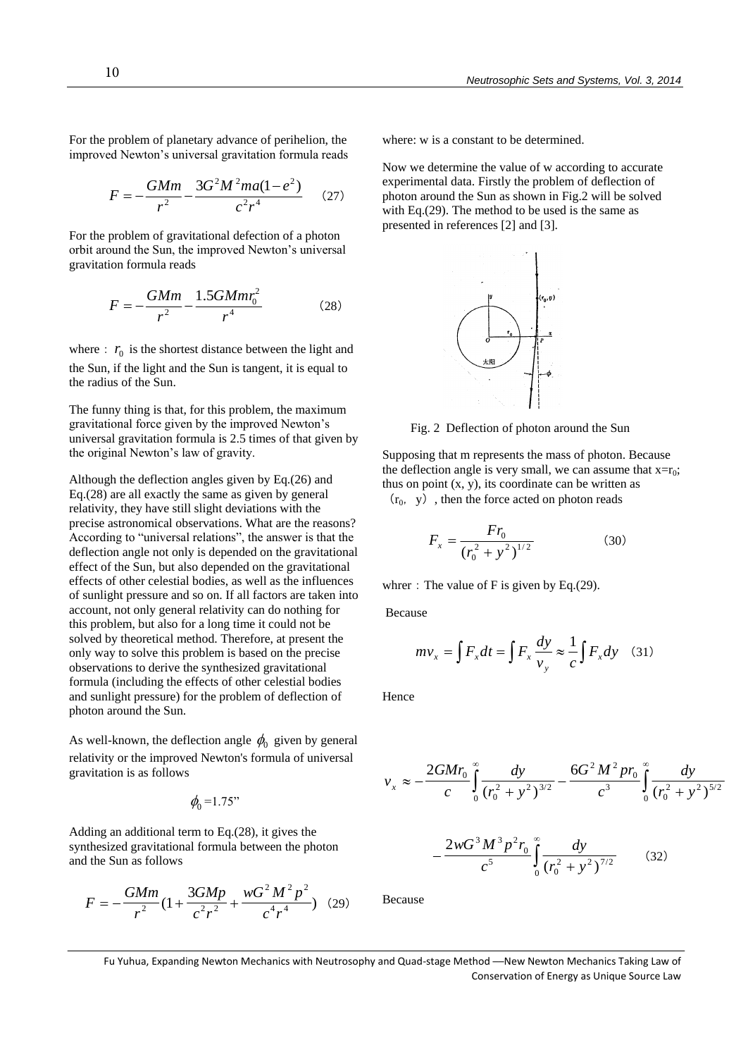For the problem of planetary advance of perihelion, the improved Newton's universal gravitation formula reads

$$F = -\frac{GMm}{r^2} - \frac{3G^2M^2ma(1-e^2)}{c^2r^4} \quad (27)$$

For the problem of gravitational defection of a photon orbit around the Sun, the improved Newton's universal gravitation formula reads

$$F = -\frac{GMm}{r^2} - \frac{1.5GMmr_0^2}{r^4} \quad (28)$$

where： $r_0$ is the shortest distance between the light and the Sun, if the light and the Sun is tangent, it is equal to the radius of the Sun.

The funny thing is that, for this problem, the maximum gravitational force given by the improved Newton's universal gravitation formula is 2.5 times of that given by the original Newton's law of gravity.

Although the deflection angles given by Eq.(26) and Eq.(28) are all exactly the same as given by general relativity, they have still slight deviations with the precise astronomical observations. What are the reasons? According to "universal relations", the answer is that the deflection angle not only is depended on the gravitational effect of the Sun, but also depended on the gravitational effects of other celestial bodies, as well as the influences of sunlight pressure and so on. If all factors are taken into account, not only general relativity can do nothing for this problem, but also for a long time it could not be solved by theoretical method. Therefore, at present the only way to solve this problem is based on the precise observations to derive the synthesized gravitational formula (including the effects of other celestial bodies and sunlight pressure) for the problem of deflection of photon around the Sun.

As well-known, the deflection angle $\phi_0$ given by general relativity or the improved Newton's formula of universal gravitation is as follows

$$\phi_0 = 1.75"$$

Adding an additional term to Eq.(28), it gives the synthesized gravitational formula between the photon and the Sun as follows

$$F = -\frac{GMm}{r^2}\left(1 + \frac{3GMp}{c^2r^2} + \frac{wG^2M^2p^2}{c^4r^4}\right) \quad (29)$$

where: w is a constant to be determined.

Now we determine the value of w according to accurate experimental data. Firstly the problem of deflection of photon around the Sun as shown in Fig.2 will be solved with Eq.(29). The method to be used is the same as presented in references [2] and [3].

Fig. 2 Deflection of photon around the Sun

Supposing that m represents the mass of photon. Because the deflection angle is very small, we can assume that $x=r_0$; thus on point (x, y), its coordinate can be written as $(r_0, y)$, then the force acted on photon reads

$$F_x = \frac{Fr_0}{(r_0^2 + y^2)^{1/2}} \quad (30)$$

whrer：The value of F is given by Eq.(29).

Because

$$mv_x = \int F_x dt = \int F_x \frac{dy}{v_y} \approx \frac{1}{c}\int F_x dy \quad (31)$$

Hence

$$v_x \approx -\frac{2GMr_0}{c}\int_0^\infty \frac{dy}{(r_0^2 + y^2)^{3/2}} - \frac{6G^2M^2pr_0}{c^3}\int_0^\infty \frac{dy}{(r_0^2 + y^2)^{5/2}}$$

$$-\frac{2wG^3M^3p^2r_0}{c^5}\int_0^\infty \frac{dy}{(r_0^2 + y^2)^{7/2}} \quad (32)$$

Because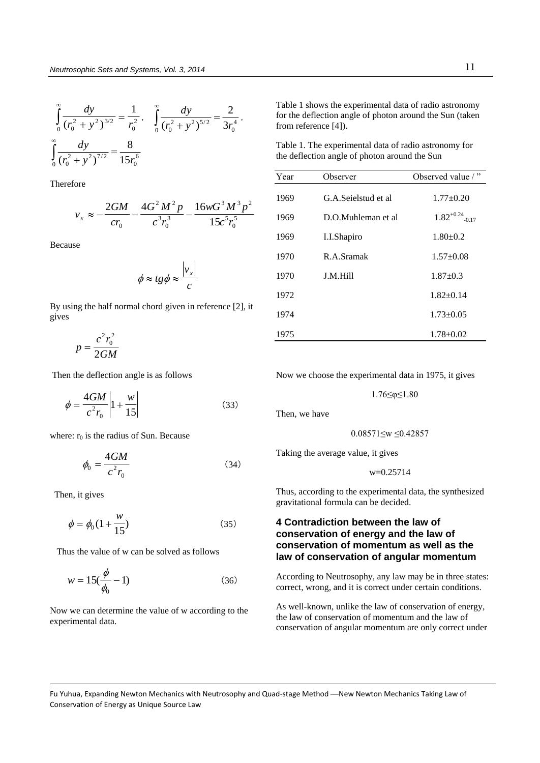$$\int_0^{\infty} \frac{dy}{(r_0^2+y^2)^{3/2}} = \frac{1}{r_0^2}, \quad \int_0^{\infty} \frac{dy}{(r_0^2+y^2)^{5/2}} = \frac{2}{3r_0^4},$$

$$\int_0^{\infty} \frac{dy}{(r_0^2+y^2)^{7/2}} = \frac{8}{15r_0^6}$$

Therefore

$$v_x \approx -\frac{2GM}{cr_0} - \frac{4G^2M^2p}{c^3r_0^3} - \frac{16wG^3M^3p^2}{15c^5r_0^5}$$

Because

$$\phi \approx tg\phi \approx \frac{|v_x|}{c}$$

By using the half normal chord given in reference [2], it gives

$$p = \frac{c^2r_0^2}{2GM}$$

Then the deflection angle is as follows

$$\phi = \frac{4GM}{c^2r_0}\left|1+\frac{w}{15}\right| \qquad (33)$$

where: $r_0$ is the radius of Sun. Because

$$\phi_0 = \frac{4GM}{c^2r_0} \qquad (34)$$

Then, it gives

$$\phi = \phi_0(1+\frac{w}{15}) \qquad (35)$$

Thus the value of w can be solved as follows

$$w = 15(\frac{\phi}{\phi_0}-1) \qquad (36)$$

Now we can determine the value of w according to the experimental data.

Table 1 shows the experimental data of radio astronomy for the deflection angle of photon around the Sun (taken from reference [4]).

Table 1. The experimental data of radio astronomy for the deflection angle of photon around the Sun

| Year | Observer | Observed value / ” |
|---|---|---|
| 1969 | G.A.Seielstud et al | 1.77±0.20 |
| 1969 | D.O.Muhleman et al | $1.82^{+0.24}_{-0.17}$ |
| 1969 | I.I.Shapiro | 1.80±0.2 |
| 1970 | R.A.Sramak | 1.57±0.08 |
| 1970 | J.M.Hill | 1.87±0.3 |
| 1972 | | 1.82±0.14 |
| 1974 | | 1.73±0.05 |
| 1975 | | 1.78±0.02 |

Now we choose the experimental data in 1975, it gives

$$1.76 \le \varphi \le 1.80$$

Then, we have

$$0.08571 \le w \le 0.42857$$

Taking the average value, it gives

$$w = 0.25714$$

Thus, according to the experimental data, the synthesized gravitational formula can be decided.

## 4 Contradiction between the law of conservation of energy and the law of conservation of momentum as well as the law of conservation of angular momentum

According to Neutrosophy, any law may be in three states: correct, wrong, and it is correct under certain conditions.

As well-known, unlike the law of conservation of energy, the law of conservation of momentum and the law of conservation of angular momentum are only correct under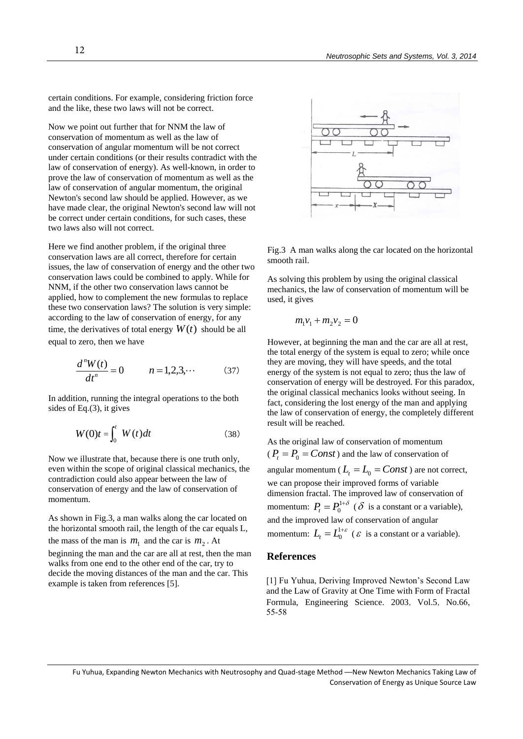certain conditions. For example, considering friction force and the like, these two laws will not be correct.

Now we point out further that for NNM the law of conservation of momentum as well as the law of conservation of angular momentum will be not correct under certain conditions (or their results contradict with the law of conservation of energy). As well-known, in order to prove the law of conservation of momentum as well as the law of conservation of angular momentum, the original Newton's second law should be applied. However, as we have made clear, the original Newton's second law will not be correct under certain conditions, for such cases, these two laws also will not correct.

Here we find another problem, if the original three conservation laws are all correct, therefore for certain issues, the law of conservation of energy and the other two conservation laws could be combined to apply. While for NNM, if the other two conservation laws cannot be applied, how to complement the new formulas to replace these two conservation laws? The solution is very simple: according to the law of conservation of energy, for any time, the derivatives of total energy $W(t)$ should be all equal to zero, then we have

$$\frac{d^n W(t)}{dt^n} = 0 \qquad n = 1,2,3,\cdots \qquad (37)$$

In addition, running the integral operations to the both sides of Eq.(3), it gives

$$W(0)t = \int_0^t W(t)dt \qquad (38)$$

Now we illustrate that, because there is one truth only, even within the scope of original classical mechanics, the contradiction could also appear between the law of conservation of energy and the law of conservation of momentum.

As shown in Fig.3, a man walks along the car located on the horizontal smooth rail, the length of the car equals L, the mass of the man is $m_1$ and the car is $m_2$. At beginning the man and the car are all at rest, then the man walks from one end to the other end of the car, try to decide the moving distances of the man and the car. This example is taken from references [5].

Fig.3 A man walks along the car located on the horizontal smooth rail.

As solving this problem by using the original classical mechanics, the law of conservation of momentum will be used, it gives

$$m_1 v_1 + m_2 v_2 = 0$$

However, at beginning the man and the car are all at rest, the total energy of the system is equal to zero; while once they are moving, they will have speeds, and the total energy of the system is not equal to zero; thus the law of conservation of energy will be destroyed. For this paradox, the original classical mechanics looks without seeing. In fact, considering the lost energy of the man and applying the law of conservation of energy, the completely different result will be reached.

As the original law of conservation of momentum ($P_t = P_0 = Const$) and the law of conservation of angular momentum ($L_t = L_0 = Const$) are not correct, we can propose their improved forms of variable dimension fractal. The improved law of conservation of momentum: $P_t = P_0^{1+\delta}$ ($\delta$ is a constant or a variable), and the improved law of conservation of angular momentum: $L_t = L_0^{1+\varepsilon}$ ($\varepsilon$ is a constant or a variable).

## References

[1] Fu Yuhua, Deriving Improved Newton's Second Law and the Law of Gravity at One Time with Form of Fractal Formula, Engineering Science. 2003, Vol.5, No.66, 55-58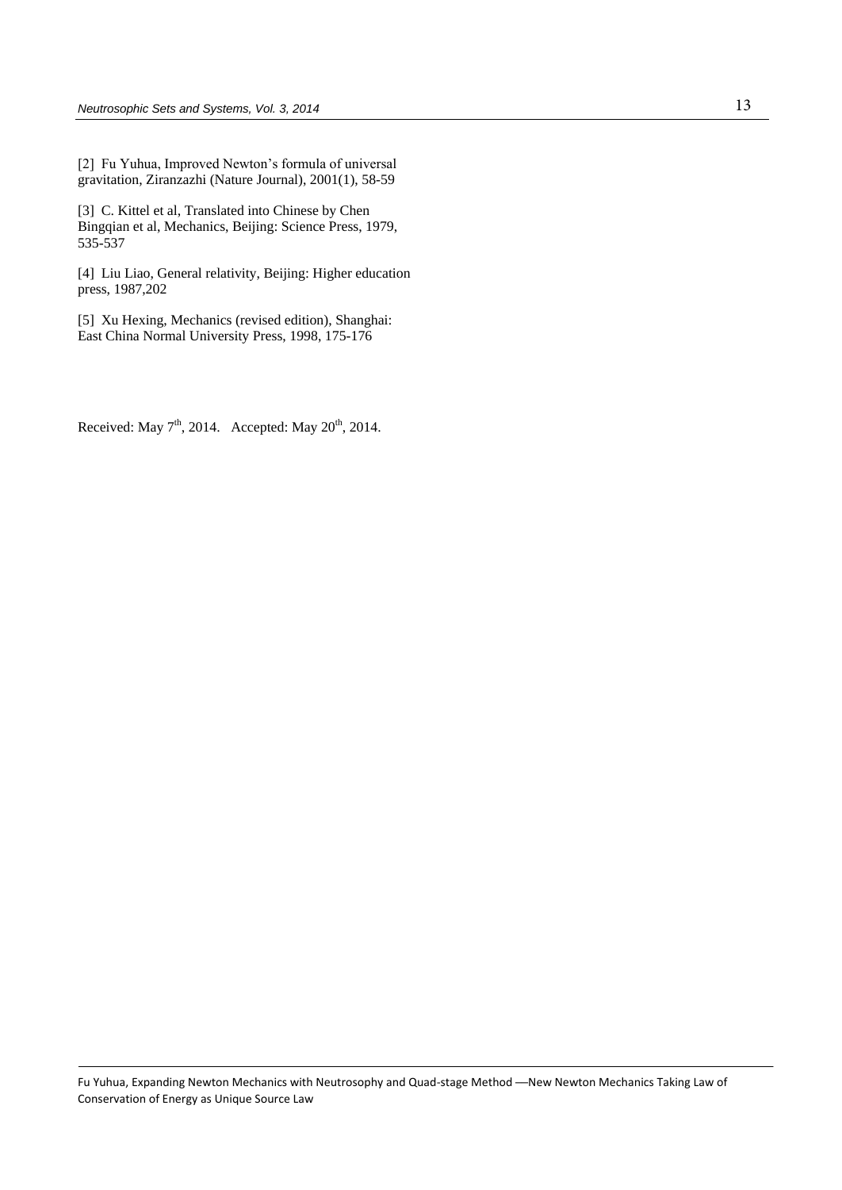[2] Fu Yuhua, Improved Newton's formula of universal gravitation, Ziranzazhi (Nature Journal), 2001(1), 58-59

[3] C. Kittel et al, Translated into Chinese by Chen Bingqian et al, Mechanics, Beijing: Science Press, 1979, 535-537

[4] Liu Liao, General relativity, Beijing: Higher education press, 1987,202

[5] Xu Hexing, Mechanics (revised edition), Shanghai: East China Normal University Press, 1998, 175-176

Received: May 7th, 2014. Accepted: May 20th, 2014.